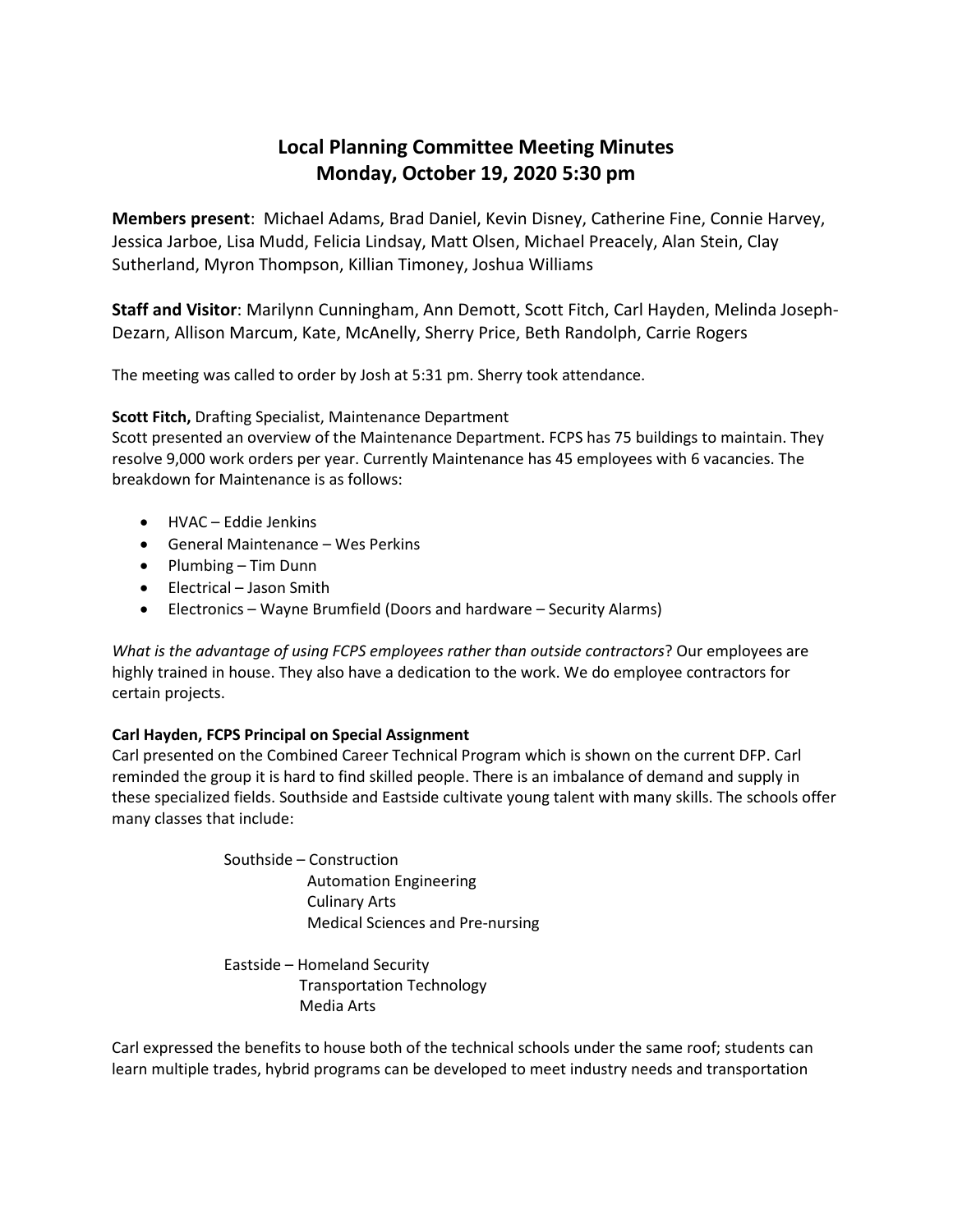# Local Planning Committee Meeting Minutes
# Monday, October 19, 2020 5:30 pm

**Members present**: Michael Adams, Brad Daniel, Kevin Disney, Catherine Fine, Connie Harvey, Jessica Jarboe, Lisa Mudd, Felicia Lindsay, Matt Olsen, Michael Preacely, Alan Stein, Clay Sutherland, Myron Thompson, Killian Timoney, Joshua Williams

**Staff and Visitor**: Marilynn Cunningham, Ann Demott, Scott Fitch, Carl Hayden, Melinda Joseph-Dezarn, Allison Marcum, Kate, McAnelly, Sherry Price, Beth Randolph, Carrie Rogers

The meeting was called to order by Josh at 5:31 pm. Sherry took attendance.

**Scott Fitch,** Drafting Specialist, Maintenance Department

Scott presented an overview of the Maintenance Department. FCPS has 75 buildings to maintain. They resolve 9,000 work orders per year. Currently Maintenance has 45 employees with 6 vacancies. The breakdown for Maintenance is as follows:

- HVAC – Eddie Jenkins
- General Maintenance – Wes Perkins
- Plumbing – Tim Dunn
- Electrical – Jason Smith
- Electronics – Wayne Brumfield (Doors and hardware – Security Alarms)

*What is the advantage of using FCPS employees rather than outside contractors*? Our employees are highly trained in house. They also have a dedication to the work. We do employee contractors for certain projects.

**Carl Hayden, FCPS Principal on Special Assignment**

Carl presented on the Combined Career Technical Program which is shown on the current DFP. Carl reminded the group it is hard to find skilled people. There is an imbalance of demand and supply in these specialized fields. Southside and Eastside cultivate young talent with many skills. The schools offer many classes that include:

Southside – Construction
Automation Engineering
Culinary Arts
Medical Sciences and Pre-nursing

Eastside – Homeland Security
Transportation Technology
Media Arts

Carl expressed the benefits to house both of the technical schools under the same roof; students can learn multiple trades, hybrid programs can be developed to meet industry needs and transportation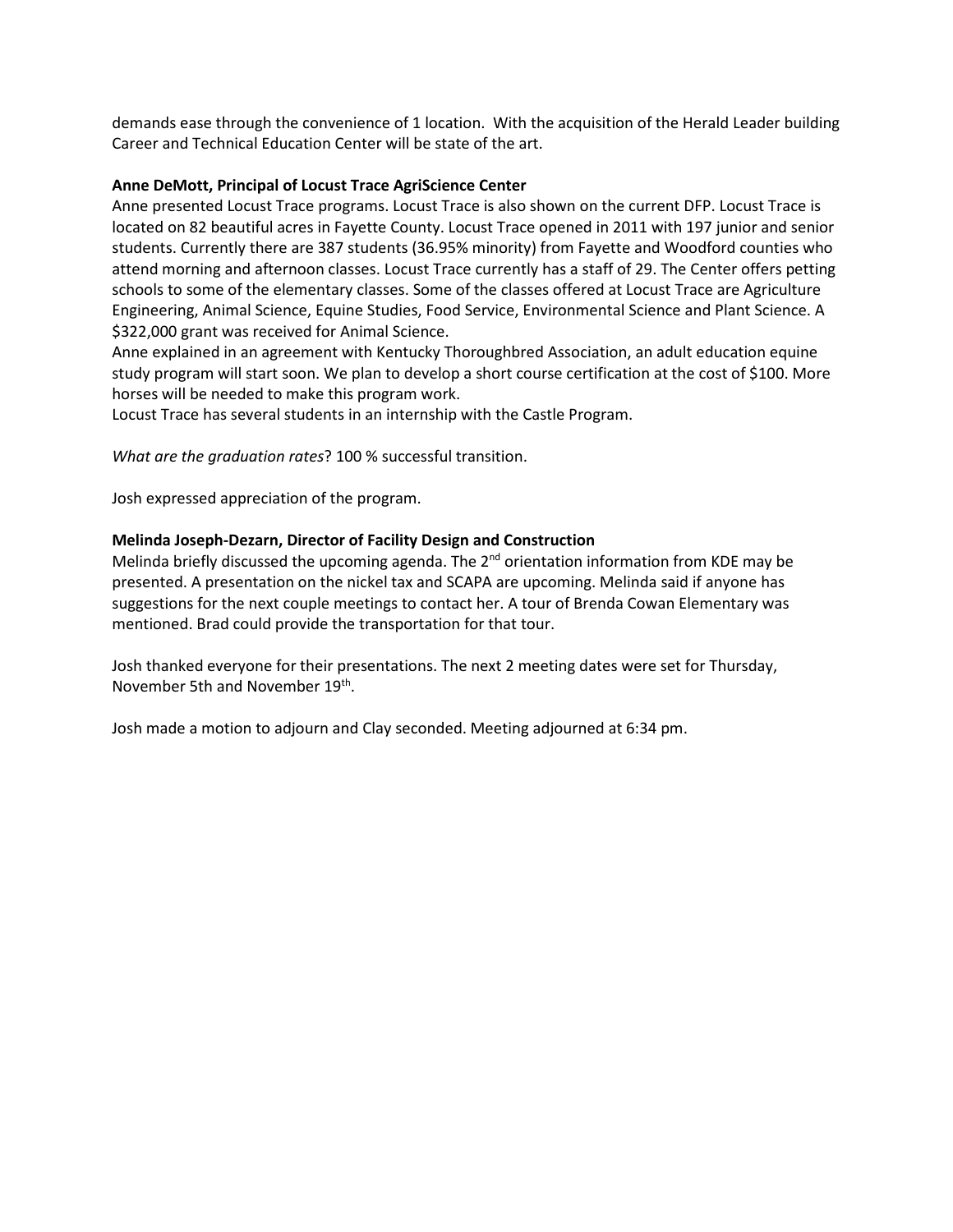demands ease through the convenience of 1 location. With the acquisition of the Herald Leader building Career and Technical Education Center will be state of the art.

**Anne DeMott, Principal of Locust Trace AgriScience Center**

Anne presented Locust Trace programs. Locust Trace is also shown on the current DFP. Locust Trace is located on 82 beautiful acres in Fayette County. Locust Trace opened in 2011 with 197 junior and senior students. Currently there are 387 students (36.95% minority) from Fayette and Woodford counties who attend morning and afternoon classes. Locust Trace currently has a staff of 29. The Center offers petting schools to some of the elementary classes. Some of the classes offered at Locust Trace are Agriculture Engineering, Animal Science, Equine Studies, Food Service, Environmental Science and Plant Science. A $322,000 grant was received for Animal Science.

Anne explained in an agreement with Kentucky Thoroughbred Association, an adult education equine study program will start soon. We plan to develop a short course certification at the cost of $100. More horses will be needed to make this program work.

Locust Trace has several students in an internship with the Castle Program.

*What are the graduation rates*? 100 % successful transition.

Josh expressed appreciation of the program.

**Melinda Joseph-Dezarn, Director of Facility Design and Construction**

Melinda briefly discussed the upcoming agenda. The 2nd orientation information from KDE may be presented. A presentation on the nickel tax and SCAPA are upcoming. Melinda said if anyone has suggestions for the next couple meetings to contact her. A tour of Brenda Cowan Elementary was mentioned. Brad could provide the transportation for that tour.

Josh thanked everyone for their presentations. The next 2 meeting dates were set for Thursday, November 5th and November 19th.

Josh made a motion to adjourn and Clay seconded. Meeting adjourned at 6:34 pm.